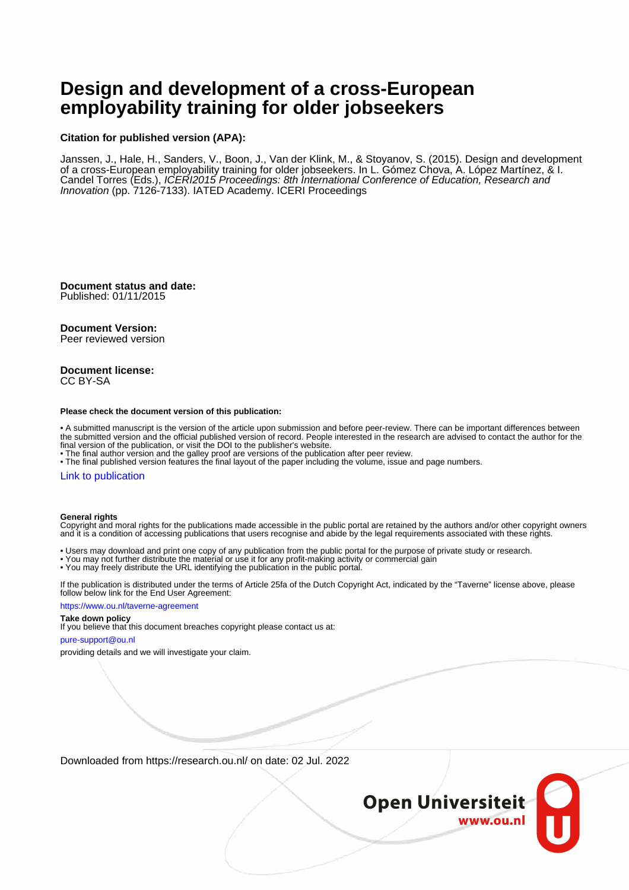# Design and development of a cross-European employability training for older jobseekers

**Citation for published version (APA):**

Janssen, J., Hale, H., Sanders, V., Boon, J., Van der Klink, M., & Stoyanov, S. (2015). Design and development of a cross-European employability training for older jobseekers. In L. Gómez Chova, A. López Martínez, & I. Candel Torres (Eds.), *ICERI2015 Proceedings: 8th International Conference of Education, Research and Innovation* (pp. 7126-7133). IATED Academy. ICERI Proceedings

**Document status and date:**
Published: 01/11/2015

**Document Version:**
Peer reviewed version

**Document license:**
CC BY-SA

**Please check the document version of this publication:**

• A submitted manuscript is the version of the article upon submission and before peer-review. There can be important differences between the submitted version and the official published version of record. People interested in the research are advised to contact the author for the final version of the publication, or visit the DOI to the publisher's website.
• The final author version and the galley proof are versions of the publication after peer review.
• The final published version features the final layout of the paper including the volume, issue and page numbers.

Link to publication

**General rights**
Copyright and moral rights for the publications made accessible in the public portal are retained by the authors and/or other copyright owners and it is a condition of accessing publications that users recognise and abide by the legal requirements associated with these rights.

• Users may download and print one copy of any publication from the public portal for the purpose of private study or research.
• You may not further distribute the material or use it for any profit-making activity or commercial gain
• You may freely distribute the URL identifying the publication in the public portal.

If the publication is distributed under the terms of Article 25fa of the Dutch Copyright Act, indicated by the "Taverne" license above, please follow below link for the End User Agreement:

https://www.ou.nl/taverne-agreement

**Take down policy**
If you believe that this document breaches copyright please contact us at:

pure-support@ou.nl

providing details and we will investigate your claim.

Downloaded from https://research.ou.nl/ on date: 02 Jul. 2022

Open Universiteit
www.ou.nl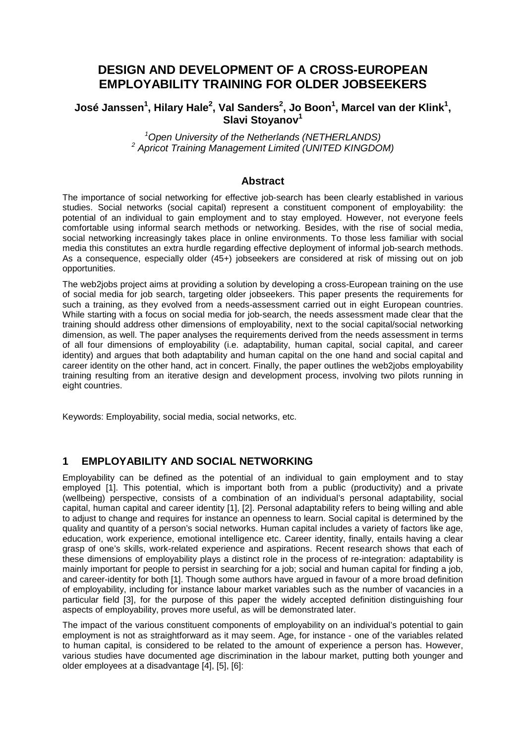# DESIGN AND DEVELOPMENT OF A CROSS-EUROPEAN EMPLOYABILITY TRAINING FOR OLDER JOBSEEKERS

**José Janssen[1], Hilary Hale[2], Val Sanders[2], Jo Boon[1], Marcel van der Klink[1], Slavi Stoyanov[1]**

*[1]Open University of the Netherlands (NETHERLANDS)*
*[2] Apricot Training Management Limited (UNITED KINGDOM)*

## Abstract

The importance of social networking for effective job-search has been clearly established in various studies. Social networks (social capital) represent a constituent component of employability: the potential of an individual to gain employment and to stay employed. However, not everyone feels comfortable using informal search methods or networking. Besides, with the rise of social media, social networking increasingly takes place in online environments. To those less familiar with social media this constitutes an extra hurdle regarding effective deployment of informal job-search methods. As a consequence, especially older (45+) jobseekers are considered at risk of missing out on job opportunities.

The web2jobs project aims at providing a solution by developing a cross-European training on the use of social media for job search, targeting older jobseekers. This paper presents the requirements for such a training, as they evolved from a needs-assessment carried out in eight European countries. While starting with a focus on social media for job-search, the needs assessment made clear that the training should address other dimensions of employability, next to the social capital/social networking dimension, as well. The paper analyses the requirements derived from the needs assessment in terms of all four dimensions of employability (i.e. adaptability, human capital, social capital, and career identity) and argues that both adaptability and human capital on the one hand and social capital and career identity on the other hand, act in concert. Finally, the paper outlines the web2jobs employability training resulting from an iterative design and development process, involving two pilots running in eight countries.

Keywords: Employability, social media, social networks, etc.

## 1 EMPLOYABILITY AND SOCIAL NETWORKING

Employability can be defined as the potential of an individual to gain employment and to stay employed [1]. This potential, which is important both from a public (productivity) and a private (wellbeing) perspective, consists of a combination of an individual's personal adaptability, social capital, human capital and career identity [1], [2]. Personal adaptability refers to being willing and able to adjust to change and requires for instance an openness to learn. Social capital is determined by the quality and quantity of a person's social networks. Human capital includes a variety of factors like age, education, work experience, emotional intelligence etc. Career identity, finally, entails having a clear grasp of one's skills, work-related experience and aspirations. Recent research shows that each of these dimensions of employability plays a distinct role in the process of re-integration: adaptability is mainly important for people to persist in searching for a job; social and human capital for finding a job, and career-identity for both [1]. Though some authors have argued in favour of a more broad definition of employability, including for instance labour market variables such as the number of vacancies in a particular field [3], for the purpose of this paper the widely accepted definition distinguishing four aspects of employability, proves more useful, as will be demonstrated later.

The impact of the various constituent components of employability on an individual's potential to gain employment is not as straightforward as it may seem. Age, for instance - one of the variables related to human capital, is considered to be related to the amount of experience a person has. However, various studies have documented age discrimination in the labour market, putting both younger and older employees at a disadvantage [4], [5], [6]: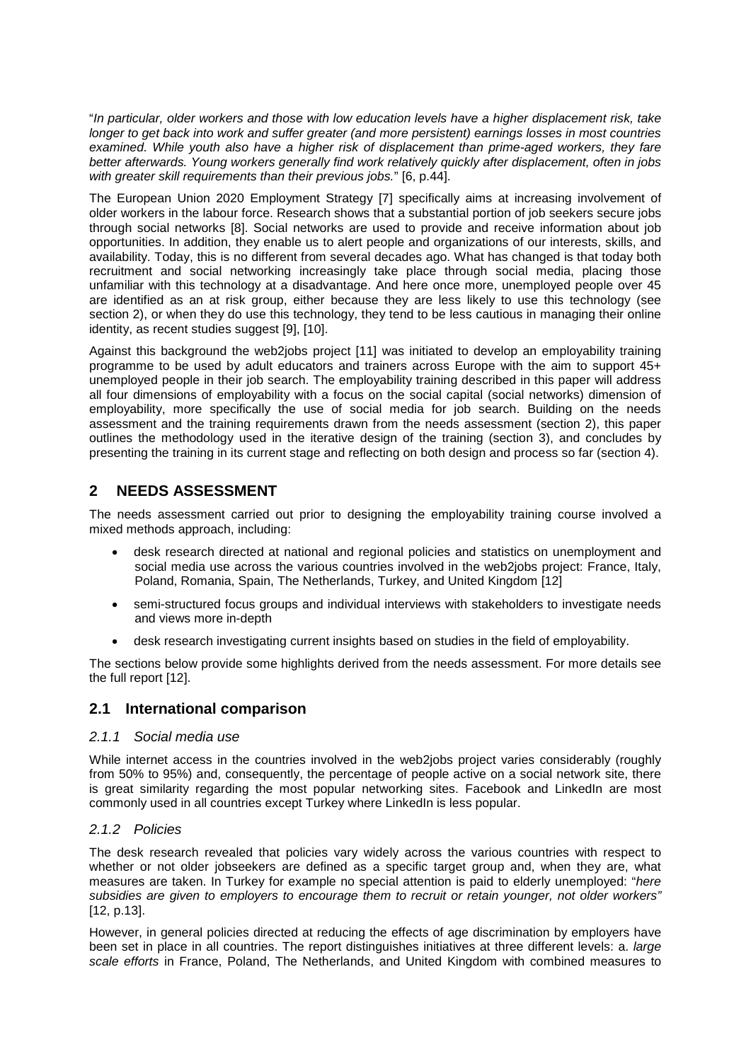"*In particular, older workers and those with low education levels have a higher displacement risk, take longer to get back into work and suffer greater (and more persistent) earnings losses in most countries examined. While youth also have a higher risk of displacement than prime-aged workers, they fare better afterwards. Young workers generally find work relatively quickly after displacement, often in jobs with greater skill requirements than their previous jobs.*" [6, p.44].

The European Union 2020 Employment Strategy [7] specifically aims at increasing involvement of older workers in the labour force. Research shows that a substantial portion of job seekers secure jobs through social networks [8]. Social networks are used to provide and receive information about job opportunities. In addition, they enable us to alert people and organizations of our interests, skills, and availability. Today, this is no different from several decades ago. What has changed is that today both recruitment and social networking increasingly take place through social media, placing those unfamiliar with this technology at a disadvantage. And here once more, unemployed people over 45 are identified as an at risk group, either because they are less likely to use this technology (see section 2), or when they do use this technology, they tend to be less cautious in managing their online identity, as recent studies suggest [9], [10].

Against this background the web2jobs project [11] was initiated to develop an employability training programme to be used by adult educators and trainers across Europe with the aim to support 45+ unemployed people in their job search. The employability training described in this paper will address all four dimensions of employability with a focus on the social capital (social networks) dimension of employability, more specifically the use of social media for job search. Building on the needs assessment and the training requirements drawn from the needs assessment (section 2), this paper outlines the methodology used in the iterative design of the training (section 3), and concludes by presenting the training in its current stage and reflecting on both design and process so far (section 4).

## 2 NEEDS ASSESSMENT

The needs assessment carried out prior to designing the employability training course involved a mixed methods approach, including:

- desk research directed at national and regional policies and statistics on unemployment and social media use across the various countries involved in the web2jobs project: France, Italy, Poland, Romania, Spain, The Netherlands, Turkey, and United Kingdom [12]
- semi-structured focus groups and individual interviews with stakeholders to investigate needs and views more in-depth
- desk research investigating current insights based on studies in the field of employability.

The sections below provide some highlights derived from the needs assessment. For more details see the full report [12].

### 2.1 International comparison

#### *2.1.1 Social media use*

While internet access in the countries involved in the web2jobs project varies considerably (roughly from 50% to 95%) and, consequently, the percentage of people active on a social network site, there is great similarity regarding the most popular networking sites. Facebook and LinkedIn are most commonly used in all countries except Turkey where LinkedIn is less popular.

#### *2.1.2 Policies*

The desk research revealed that policies vary widely across the various countries with respect to whether or not older jobseekers are defined as a specific target group and, when they are, what measures are taken. In Turkey for example no special attention is paid to elderly unemployed: "*here subsidies are given to employers to encourage them to recruit or retain younger, not older workers"* [12, p.13].

However, in general policies directed at reducing the effects of age discrimination by employers have been set in place in all countries. The report distinguishes initiatives at three different levels: a. *large scale efforts* in France, Poland, The Netherlands, and United Kingdom with combined measures to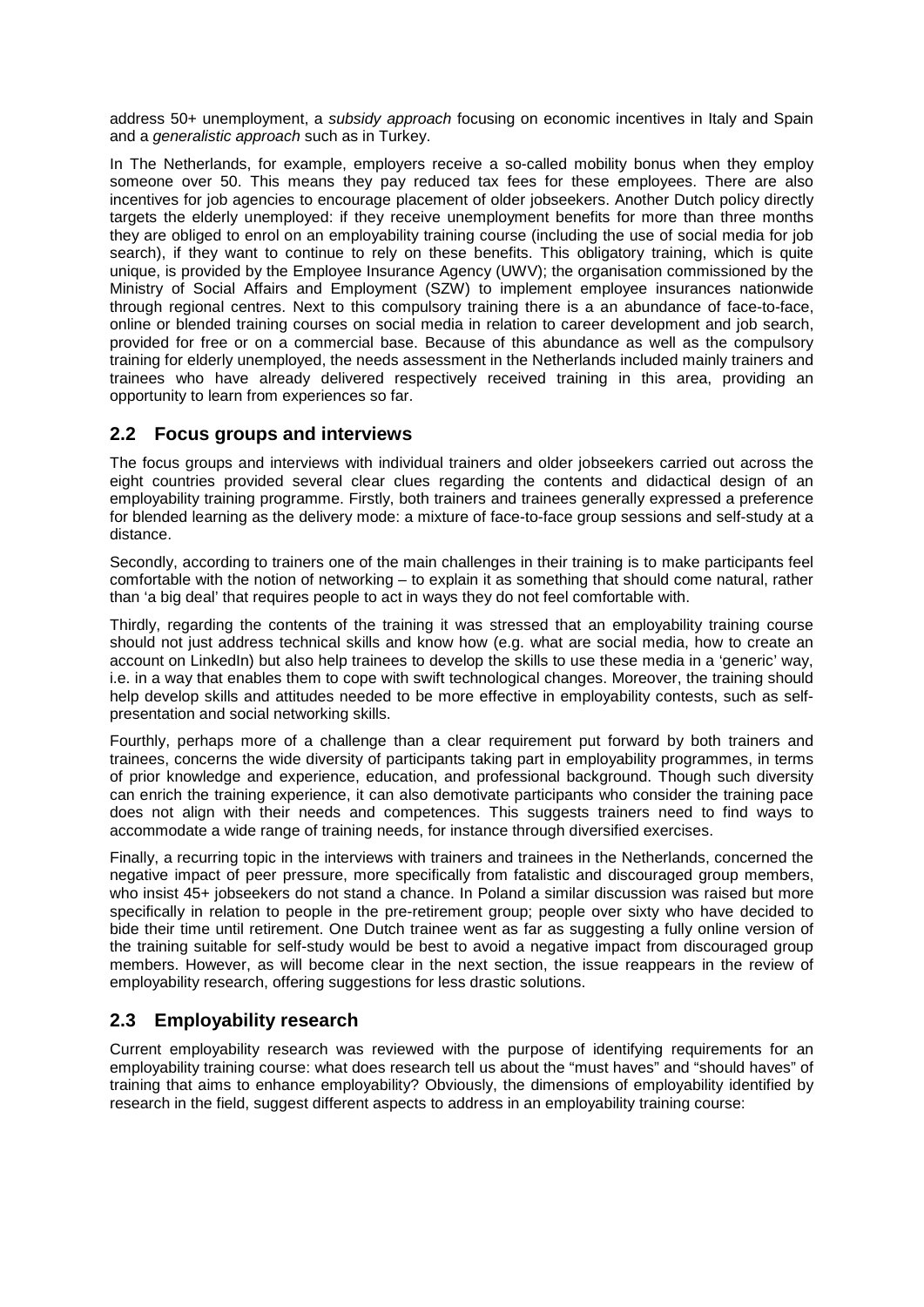address 50+ unemployment, a *subsidy approach* focusing on economic incentives in Italy and Spain and a *generalistic approach* such as in Turkey.

In The Netherlands, for example, employers receive a so-called mobility bonus when they employ someone over 50. This means they pay reduced tax fees for these employees. There are also incentives for job agencies to encourage placement of older jobseekers. Another Dutch policy directly targets the elderly unemployed: if they receive unemployment benefits for more than three months they are obliged to enrol on an employability training course (including the use of social media for job search), if they want to continue to rely on these benefits. This obligatory training, which is quite unique, is provided by the Employee Insurance Agency (UWV); the organisation commissioned by the Ministry of Social Affairs and Employment (SZW) to implement employee insurances nationwide through regional centres. Next to this compulsory training there is a an abundance of face-to-face, online or blended training courses on social media in relation to career development and job search, provided for free or on a commercial base. Because of this abundance as well as the compulsory training for elderly unemployed, the needs assessment in the Netherlands included mainly trainers and trainees who have already delivered respectively received training in this area, providing an opportunity to learn from experiences so far.

## 2.2 Focus groups and interviews

The focus groups and interviews with individual trainers and older jobseekers carried out across the eight countries provided several clear clues regarding the contents and didactical design of an employability training programme. Firstly, both trainers and trainees generally expressed a preference for blended learning as the delivery mode: a mixture of face-to-face group sessions and self-study at a distance.

Secondly, according to trainers one of the main challenges in their training is to make participants feel comfortable with the notion of networking – to explain it as something that should come natural, rather than 'a big deal' that requires people to act in ways they do not feel comfortable with.

Thirdly, regarding the contents of the training it was stressed that an employability training course should not just address technical skills and know how (e.g. what are social media, how to create an account on LinkedIn) but also help trainees to develop the skills to use these media in a 'generic' way, i.e. in a way that enables them to cope with swift technological changes. Moreover, the training should help develop skills and attitudes needed to be more effective in employability contests, such as self-presentation and social networking skills.

Fourthly, perhaps more of a challenge than a clear requirement put forward by both trainers and trainees, concerns the wide diversity of participants taking part in employability programmes, in terms of prior knowledge and experience, education, and professional background. Though such diversity can enrich the training experience, it can also demotivate participants who consider the training pace does not align with their needs and competences. This suggests trainers need to find ways to accommodate a wide range of training needs, for instance through diversified exercises.

Finally, a recurring topic in the interviews with trainers and trainees in the Netherlands, concerned the negative impact of peer pressure, more specifically from fatalistic and discouraged group members, who insist 45+ jobseekers do not stand a chance. In Poland a similar discussion was raised but more specifically in relation to people in the pre-retirement group; people over sixty who have decided to bide their time until retirement. One Dutch trainee went as far as suggesting a fully online version of the training suitable for self-study would be best to avoid a negative impact from discouraged group members. However, as will become clear in the next section, the issue reappears in the review of employability research, offering suggestions for less drastic solutions.

## 2.3 Employability research

Current employability research was reviewed with the purpose of identifying requirements for an employability training course: what does research tell us about the "must haves" and "should haves" of training that aims to enhance employability? Obviously, the dimensions of employability identified by research in the field, suggest different aspects to address in an employability training course: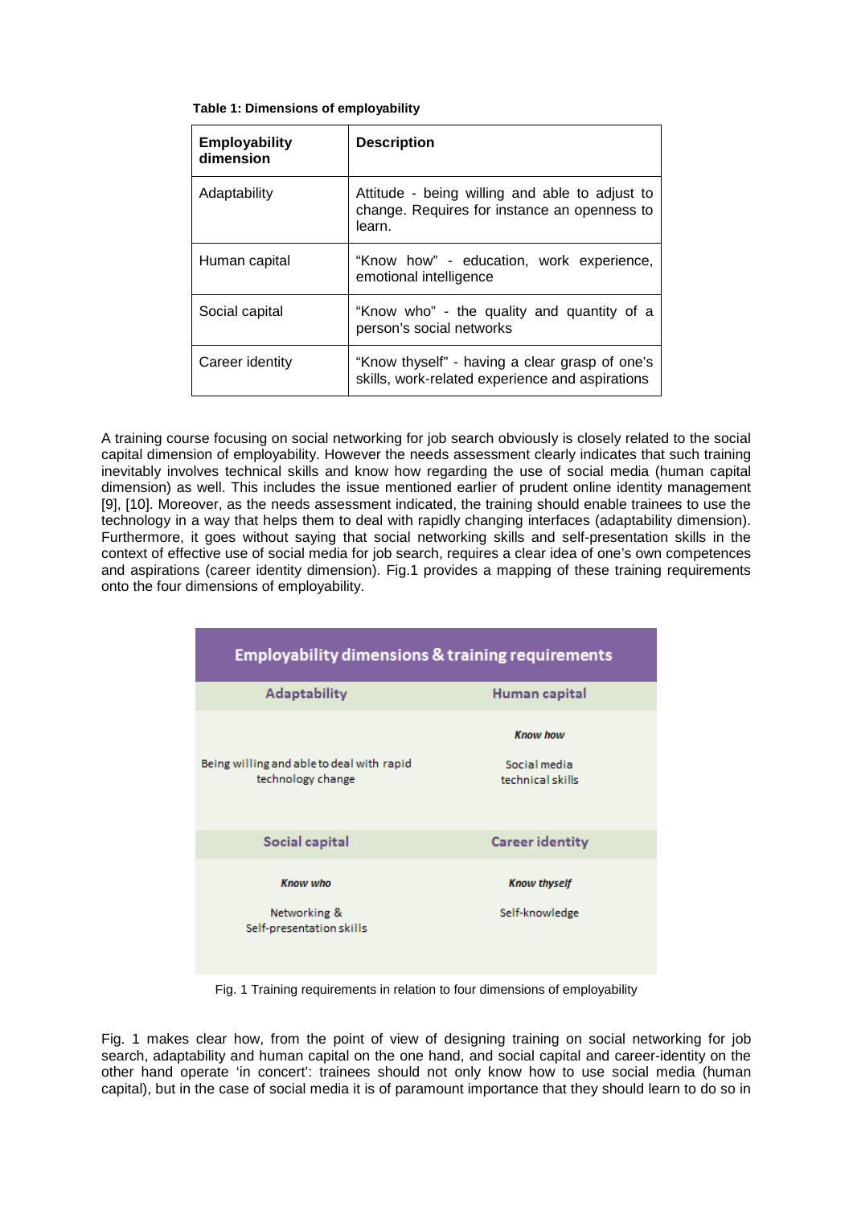**Table 1: Dimensions of employability**

| Employability dimension | Description |
|---|---|
| Adaptability | Attitude - being willing and able to adjust to change. Requires for instance an openness to learn. |
| Human capital | "Know how" - education, work experience, emotional intelligence |
| Social capital | "Know who" - the quality and quantity of a person's social networks |
| Career identity | "Know thyself" - having a clear grasp of one's skills, work-related experience and aspirations |

A training course focusing on social networking for job search obviously is closely related to the social capital dimension of employability. However the needs assessment clearly indicates that such training inevitably involves technical skills and know how regarding the use of social media (human capital dimension) as well. This includes the issue mentioned earlier of prudent online identity management [9], [10]. Moreover, as the needs assessment indicated, the training should enable trainees to use the technology in a way that helps them to deal with rapidly changing interfaces (adaptability dimension). Furthermore, it goes without saying that social networking skills and self-presentation skills in the context of effective use of social media for job search, requires a clear idea of one's own competences and aspirations (career identity dimension). Fig.1 provides a mapping of these training requirements onto the four dimensions of employability.

**Employability dimensions & training requirements**

| Adaptability | Human capital |
|---|---|
| Being willing and able to deal with rapid technology change | ***Know how*** Social media technical skills |
| **Social capital** | **Career identity** |
| ***Know who*** Networking & Self-presentation skills | ***Know thyself*** Self-knowledge |

Fig. 1 Training requirements in relation to four dimensions of employability

Fig. 1 makes clear how, from the point of view of designing training on social networking for job search, adaptability and human capital on the one hand, and social capital and career-identity on the other hand operate 'in concert': trainees should not only know how to use social media (human capital), but in the case of social media it is of paramount importance that they should learn to do so in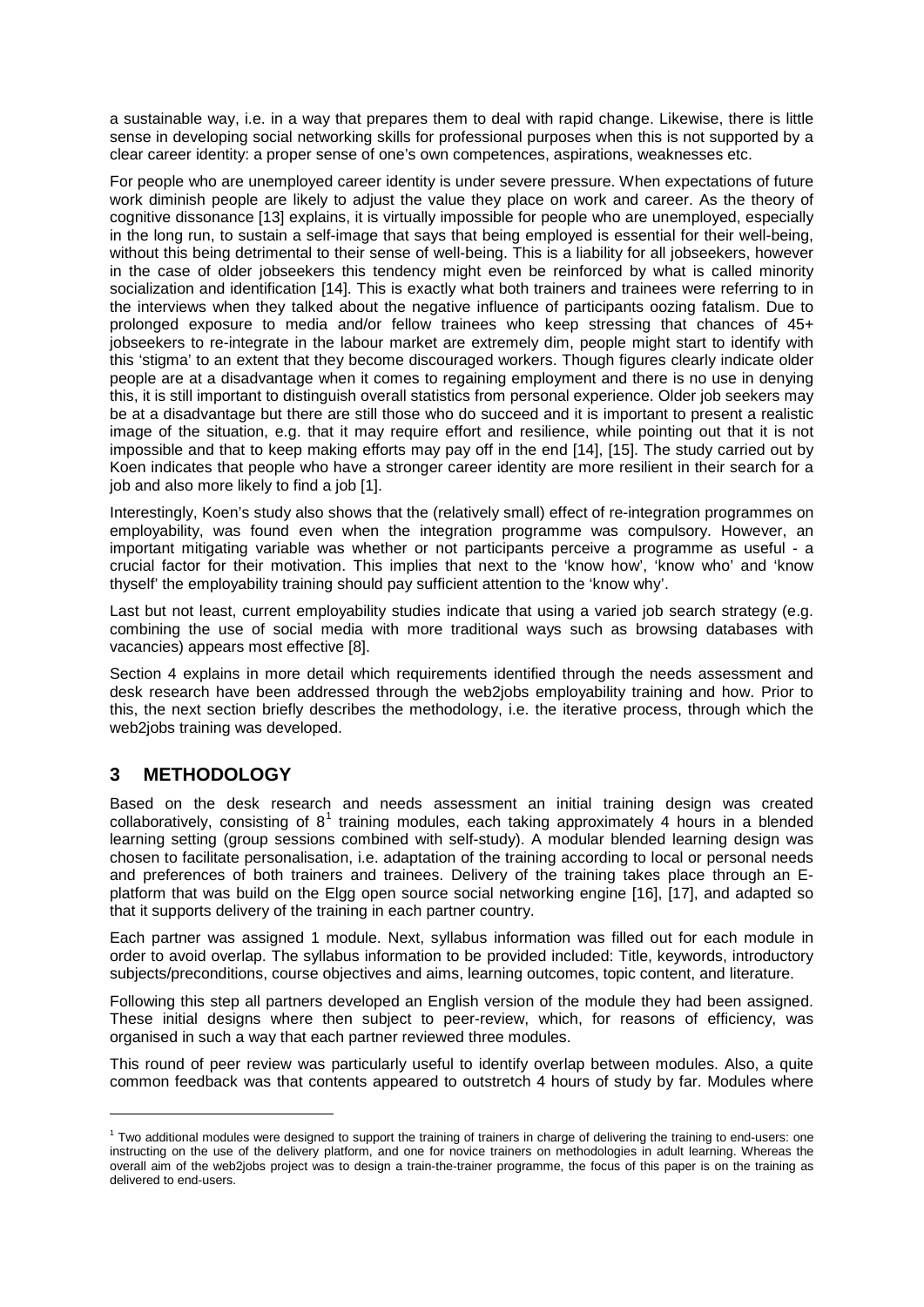a sustainable way, i.e. in a way that prepares them to deal with rapid change. Likewise, there is little sense in developing social networking skills for professional purposes when this is not supported by a clear career identity: a proper sense of one's own competences, aspirations, weaknesses etc.

For people who are unemployed career identity is under severe pressure. When expectations of future work diminish people are likely to adjust the value they place on work and career. As the theory of cognitive dissonance [13] explains, it is virtually impossible for people who are unemployed, especially in the long run, to sustain a self-image that says that being employed is essential for their well-being, without this being detrimental to their sense of well-being. This is a liability for all jobseekers, however in the case of older jobseekers this tendency might even be reinforced by what is called minority socialization and identification [14]. This is exactly what both trainers and trainees were referring to in the interviews when they talked about the negative influence of participants oozing fatalism. Due to prolonged exposure to media and/or fellow trainees who keep stressing that chances of 45+ jobseekers to re-integrate in the labour market are extremely dim, people might start to identify with this 'stigma' to an extent that they become discouraged workers. Though figures clearly indicate older people are at a disadvantage when it comes to regaining employment and there is no use in denying this, it is still important to distinguish overall statistics from personal experience. Older job seekers may be at a disadvantage but there are still those who do succeed and it is important to present a realistic image of the situation, e.g. that it may require effort and resilience, while pointing out that it is not impossible and that to keep making efforts may pay off in the end [14], [15]. The study carried out by Koen indicates that people who have a stronger career identity are more resilient in their search for a job and also more likely to find a job [1].

Interestingly, Koen's study also shows that the (relatively small) effect of re-integration programmes on employability, was found even when the integration programme was compulsory. However, an important mitigating variable was whether or not participants perceive a programme as useful - a crucial factor for their motivation. This implies that next to the 'know how', 'know who' and 'know thyself' the employability training should pay sufficient attention to the 'know why'.

Last but not least, current employability studies indicate that using a varied job search strategy (e.g. combining the use of social media with more traditional ways such as browsing databases with vacancies) appears most effective [8].

Section 4 explains in more detail which requirements identified through the needs assessment and desk research have been addressed through the web2jobs employability training and how. Prior to this, the next section briefly describes the methodology, i.e. the iterative process, through which the web2jobs training was developed.

## 3 METHODOLOGY

Based on the desk research and needs assessment an initial training design was created collaboratively, consisting of 8[1] training modules, each taking approximately 4 hours in a blended learning setting (group sessions combined with self-study). A modular blended learning design was chosen to facilitate personalisation, i.e. adaptation of the training according to local or personal needs and preferences of both trainers and trainees. Delivery of the training takes place through an E-platform that was build on the Elgg open source social networking engine [16], [17], and adapted so that it supports delivery of the training in each partner country.

Each partner was assigned 1 module. Next, syllabus information was filled out for each module in order to avoid overlap. The syllabus information to be provided included: Title, keywords, introductory subjects/preconditions, course objectives and aims, learning outcomes, topic content, and literature.

Following this step all partners developed an English version of the module they had been assigned. These initial designs where then subject to peer-review, which, for reasons of efficiency, was organised in such a way that each partner reviewed three modules.

This round of peer review was particularly useful to identify overlap between modules. Also, a quite common feedback was that contents appeared to outstretch 4 hours of study by far. Modules where

---

[1] Two additional modules were designed to support the training of trainers in charge of delivering the training to end-users: one instructing on the use of the delivery platform, and one for novice trainers on methodologies in adult learning. Whereas the overall aim of the web2jobs project was to design a train-the-trainer programme, the focus of this paper is on the training as delivered to end-users.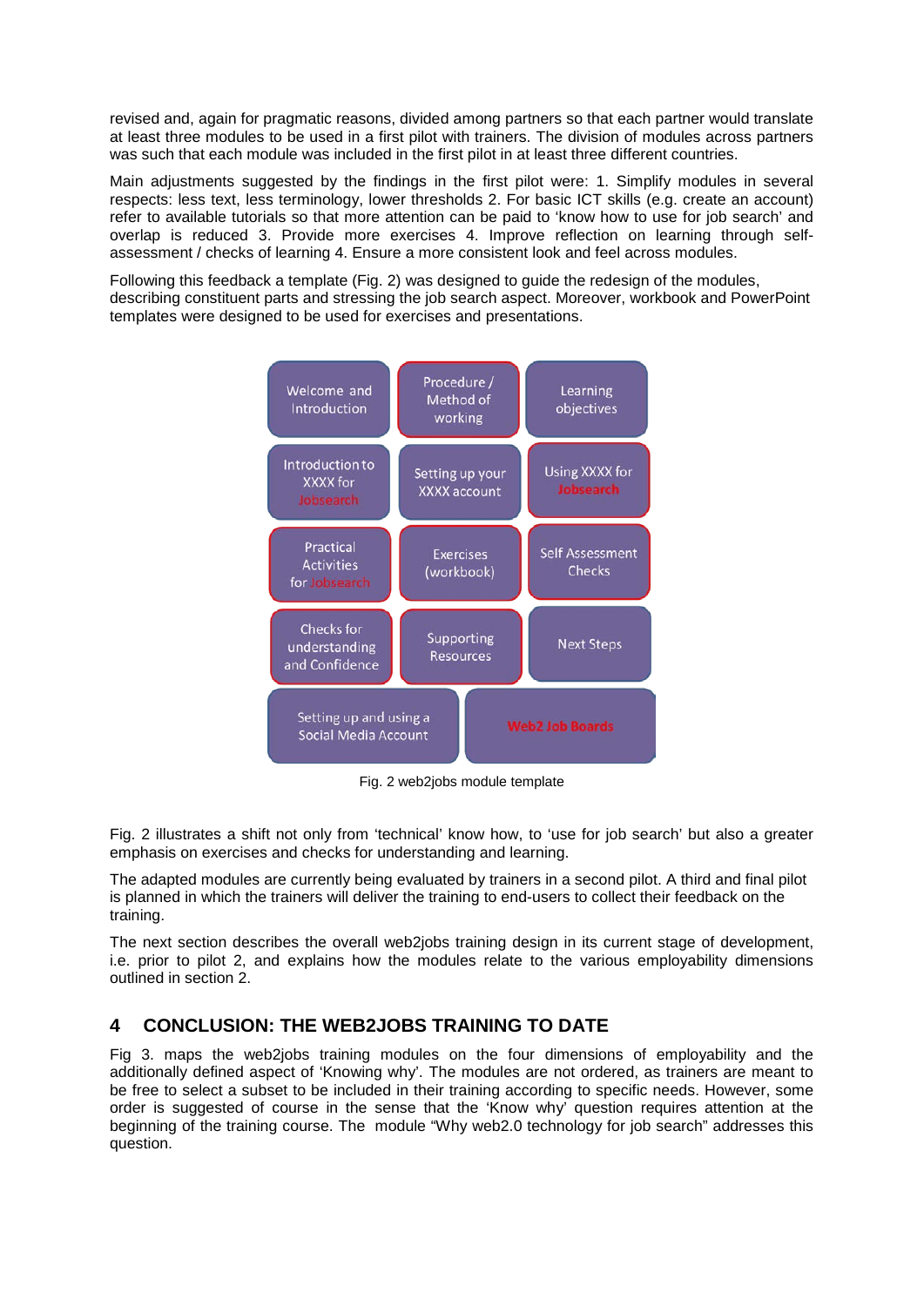revised and, again for pragmatic reasons, divided among partners so that each partner would translate at least three modules to be used in a first pilot with trainers. The division of modules across partners was such that each module was included in the first pilot in at least three different countries.

Main adjustments suggested by the findings in the first pilot were: 1. Simplify modules in several respects: less text, less terminology, lower thresholds 2. For basic ICT skills (e.g. create an account) refer to available tutorials so that more attention can be paid to 'know how to use for job search' and overlap is reduced 3. Provide more exercises 4. Improve reflection on learning through self-assessment / checks of learning 4. Ensure a more consistent look and feel across modules.

Following this feedback a template (Fig. 2) was designed to guide the redesign of the modules, describing constituent parts and stressing the job search aspect. Moreover, workbook and PowerPoint templates were designed to be used for exercises and presentations.

| | | |
|---|---|---|
| Welcome and Introduction | Procedure / Method of working | Learning objectives |
| Introduction to XXXX for Jobsearch | Setting up your XXXX account | Using XXXX for Jobsearch |
| Practical Activities for Jobsearch | Exercises (workbook) | Self Assessment Checks |
| Checks for understanding and Confidence | Supporting Resources | Next Steps |
| Setting up and using a Social Media Account | Web2 Job Boards | |

Fig. 2 web2jobs module template

Fig. 2 illustrates a shift not only from 'technical' know how, to 'use for job search' but also a greater emphasis on exercises and checks for understanding and learning.

The adapted modules are currently being evaluated by trainers in a second pilot. A third and final pilot is planned in which the trainers will deliver the training to end-users to collect their feedback on the training.

The next section describes the overall web2jobs training design in its current stage of development, i.e. prior to pilot 2, and explains how the modules relate to the various employability dimensions outlined in section 2.

## 4 CONCLUSION: THE WEB2JOBS TRAINING TO DATE

Fig 3. maps the web2jobs training modules on the four dimensions of employability and the additionally defined aspect of 'Knowing why'. The modules are not ordered, as trainers are meant to be free to select a subset to be included in their training according to specific needs. However, some order is suggested of course in the sense that the 'Know why' question requires attention at the beginning of the training course. The module "Why web2.0 technology for job search" addresses this question.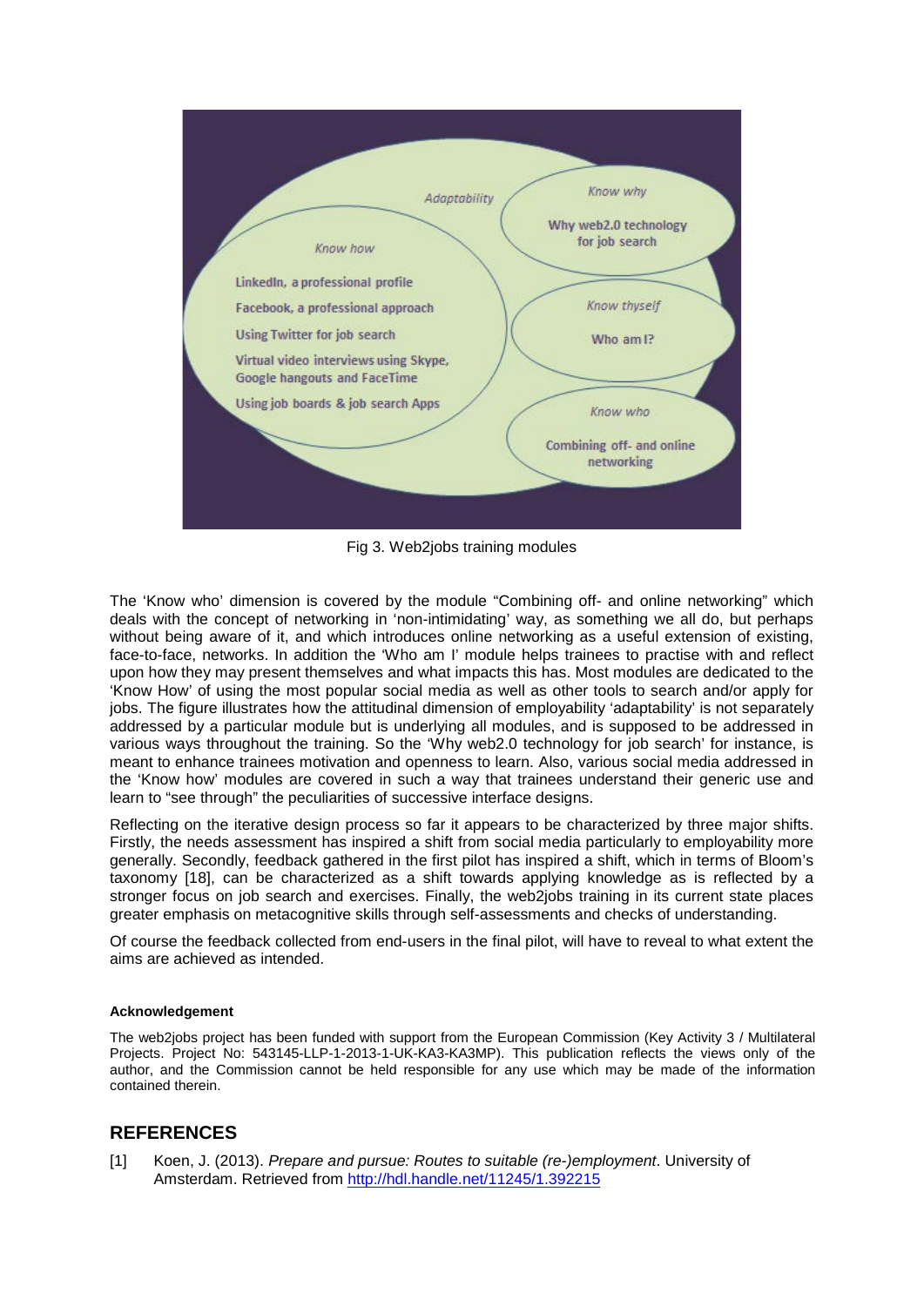Adaptability

Know how

LinkedIn, a professional profile

Facebook, a professional approach

Using Twitter for job search

Virtual video interviews using Skype, Google hangouts and FaceTime

Using job boards & job search Apps

Know why

Why web2.0 technology for job search

Know thyself

Who am I?

Know who

Combining off- and online networking

Fig 3. Web2jobs training modules

The 'Know who' dimension is covered by the module "Combining off- and online networking" which deals with the concept of networking in 'non-intimidating' way, as something we all do, but perhaps without being aware of it, and which introduces online networking as a useful extension of existing, face-to-face, networks. In addition the 'Who am I' module helps trainees to practise with and reflect upon how they may present themselves and what impacts this has. Most modules are dedicated to the 'Know How' of using the most popular social media as well as other tools to search and/or apply for jobs. The figure illustrates how the attitudinal dimension of employability 'adaptability' is not separately addressed by a particular module but is underlying all modules, and is supposed to be addressed in various ways throughout the training. So the 'Why web2.0 technology for job search' for instance, is meant to enhance trainees motivation and openness to learn. Also, various social media addressed in the 'Know how' modules are covered in such a way that trainees understand their generic use and learn to "see through" the peculiarities of successive interface designs.

Reflecting on the iterative design process so far it appears to be characterized by three major shifts. Firstly, the needs assessment has inspired a shift from social media particularly to employability more generally. Secondly, feedback gathered in the first pilot has inspired a shift, which in terms of Bloom's taxonomy [18], can be characterized as a shift towards applying knowledge as is reflected by a stronger focus on job search and exercises. Finally, the web2jobs training in its current state places greater emphasis on metacognitive skills through self-assessments and checks of understanding.

Of course the feedback collected from end-users in the final pilot, will have to reveal to what extent the aims are achieved as intended.

#### Acknowledgement

The web2jobs project has been funded with support from the European Commission (Key Activity 3 / Multilateral Projects. Project No: 543145-LLP-1-2013-1-UK-KA3-KA3MP). This publication reflects the views only of the author, and the Commission cannot be held responsible for any use which may be made of the information contained therein.

## REFERENCES

[1] Koen, J. (2013). *Prepare and pursue: Routes to suitable (re-)employment*. University of Amsterdam. Retrieved from http://hdl.handle.net/11245/1.392215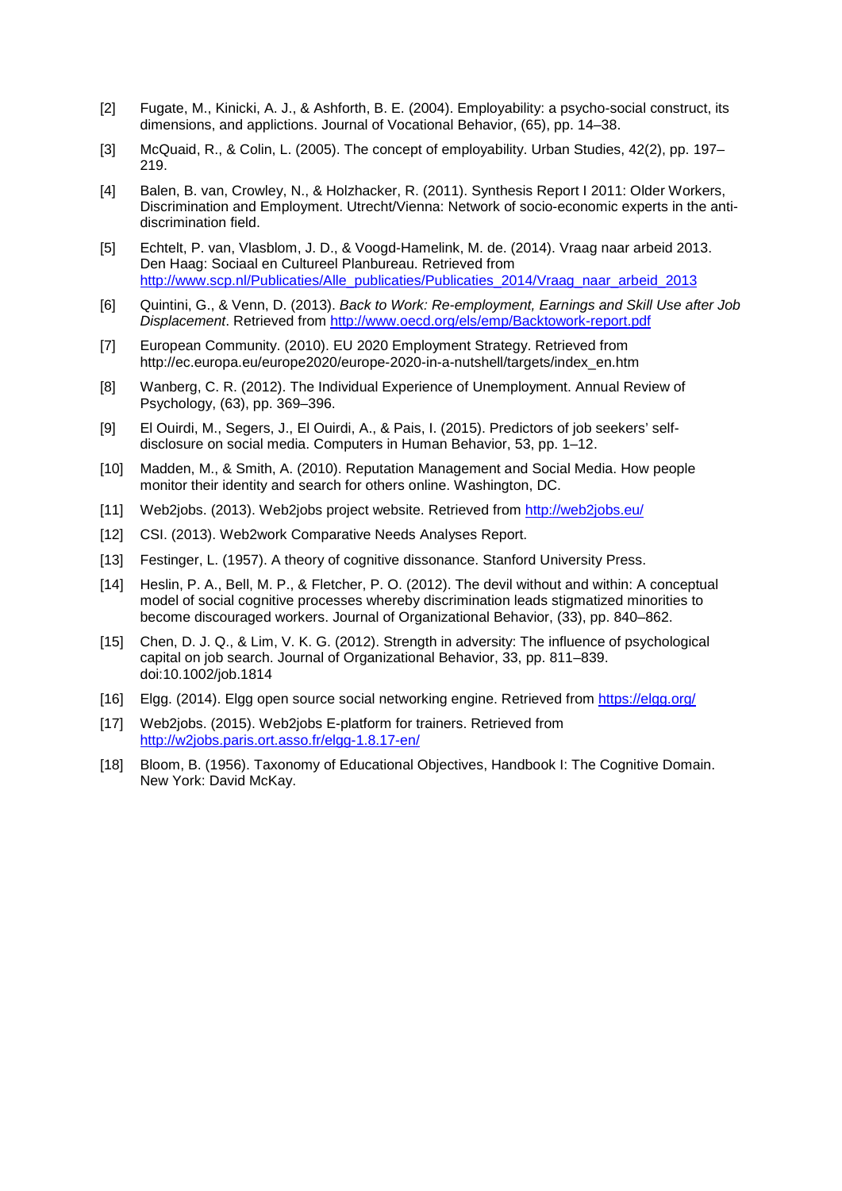[2] Fugate, M., Kinicki, A. J., & Ashforth, B. E. (2004). Employability: a psycho-social construct, its dimensions, and applictions. Journal of Vocational Behavior, (65), pp. 14–38.

[3] McQuaid, R., & Colin, L. (2005). The concept of employability. Urban Studies, 42(2), pp. 197–219.

[4] Balen, B. van, Crowley, N., & Holzhacker, R. (2011). Synthesis Report I 2011: Older Workers, Discrimination and Employment. Utrecht/Vienna: Network of socio-economic experts in the anti-discrimination field.

[5] Echtelt, P. van, Vlasblom, J. D., & Voogd-Hamelink, M. de. (2014). Vraag naar arbeid 2013. Den Haag: Sociaal en Cultureel Planbureau. Retrieved from http://www.scp.nl/Publicaties/Alle_publicaties/Publicaties_2014/Vraag_naar_arbeid_2013

[6] Quintini, G., & Venn, D. (2013). *Back to Work: Re-employment, Earnings and Skill Use after Job Displacement*. Retrieved from http://www.oecd.org/els/emp/Backtowork-report.pdf

[7] European Community. (2010). EU 2020 Employment Strategy. Retrieved from http://ec.europa.eu/europe2020/europe-2020-in-a-nutshell/targets/index_en.htm

[8] Wanberg, C. R. (2012). The Individual Experience of Unemployment. Annual Review of Psychology, (63), pp. 369–396.

[9] El Ouirdi, M., Segers, J., El Ouirdi, A., & Pais, I. (2015). Predictors of job seekers' self-disclosure on social media. Computers in Human Behavior, 53, pp. 1–12.

[10] Madden, M., & Smith, A. (2010). Reputation Management and Social Media. How people monitor their identity and search for others online. Washington, DC.

[11] Web2jobs. (2013). Web2jobs project website. Retrieved from http://web2jobs.eu/

[12] CSI. (2013). Web2work Comparative Needs Analyses Report.

[13] Festinger, L. (1957). A theory of cognitive dissonance. Stanford University Press.

[14] Heslin, P. A., Bell, M. P., & Fletcher, P. O. (2012). The devil without and within: A conceptual model of social cognitive processes whereby discrimination leads stigmatized minorities to become discouraged workers. Journal of Organizational Behavior, (33), pp. 840–862.

[15] Chen, D. J. Q., & Lim, V. K. G. (2012). Strength in adversity: The influence of psychological capital on job search. Journal of Organizational Behavior, 33, pp. 811–839. doi:10.1002/job.1814

[16] Elgg. (2014). Elgg open source social networking engine. Retrieved from https://elgg.org/

[17] Web2jobs. (2015). Web2jobs E-platform for trainers. Retrieved from http://w2jobs.paris.ort.asso.fr/elgg-1.8.17-en/

[18] Bloom, B. (1956). Taxonomy of Educational Objectives, Handbook I: The Cognitive Domain. New York: David McKay.